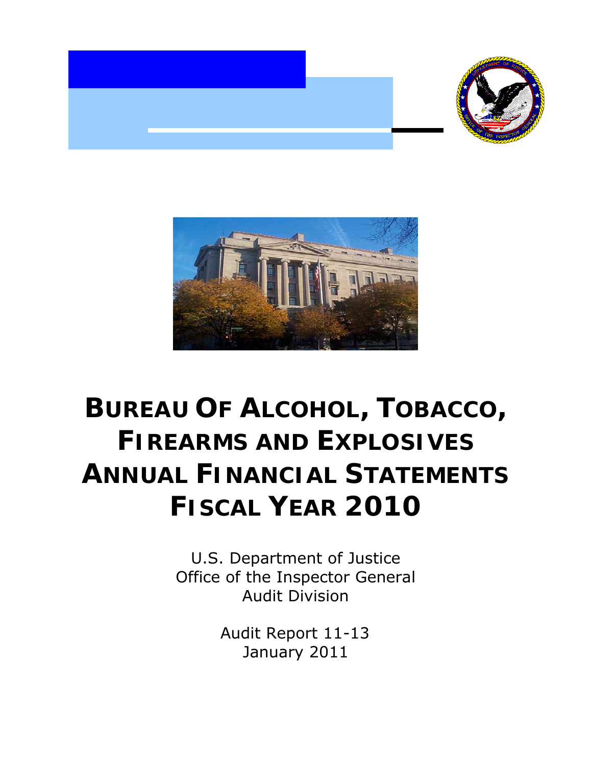# BUREAU OF ALCOHOL, TOBACCO, FIREARMS AND EXPLOSIVES ANNUAL FINANCIAL STATEMENTS FISCAL YEAR 2010

U.S. Department of Justice
Office of the Inspector General
Audit Division

Audit Report 11-13
January 2011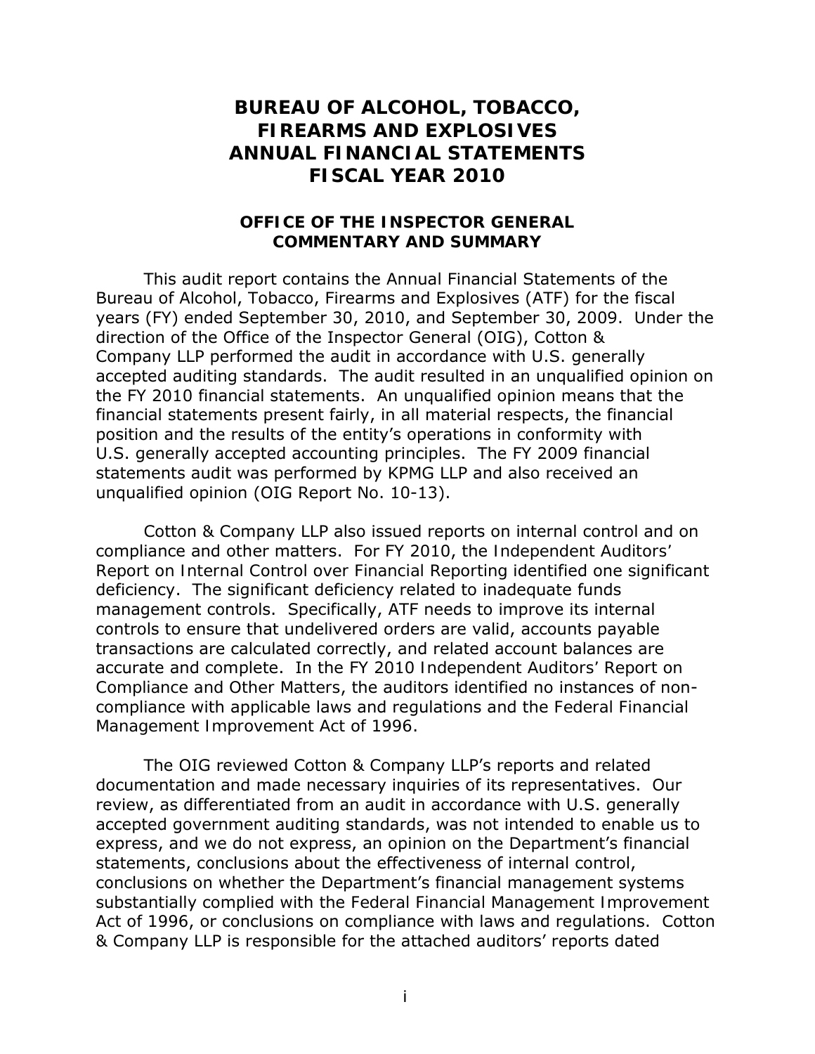# BUREAU OF ALCOHOL, TOBACCO, FIREARMS AND EXPLOSIVES ANNUAL FINANCIAL STATEMENTS FISCAL YEAR 2010

## OFFICE OF THE INSPECTOR GENERAL COMMENTARY AND SUMMARY

This audit report contains the Annual Financial Statements of the Bureau of Alcohol, Tobacco, Firearms and Explosives (ATF) for the fiscal years (FY) ended September 30, 2010, and September 30, 2009. Under the direction of the Office of the Inspector General (OIG), Cotton & Company LLP performed the audit in accordance with U.S. generally accepted auditing standards. The audit resulted in an unqualified opinion on the FY 2010 financial statements. An unqualified opinion means that the financial statements present fairly, in all material respects, the financial position and the results of the entity's operations in conformity with U.S. generally accepted accounting principles. The FY 2009 financial statements audit was performed by KPMG LLP and also received an unqualified opinion (OIG Report No. 10-13).

Cotton & Company LLP also issued reports on internal control and on compliance and other matters. For FY 2010, the Independent Auditors' Report on Internal Control over Financial Reporting identified one significant deficiency. The significant deficiency related to inadequate funds management controls. Specifically, ATF needs to improve its internal controls to ensure that undelivered orders are valid, accounts payable transactions are calculated correctly, and related account balances are accurate and complete. In the FY 2010 Independent Auditors' Report on Compliance and Other Matters, the auditors identified no instances of non-compliance with applicable laws and regulations and the Federal Financial Management Improvement Act of 1996.

The OIG reviewed Cotton & Company LLP's reports and related documentation and made necessary inquiries of its representatives. Our review, as differentiated from an audit in accordance with U.S. generally accepted government auditing standards, was not intended to enable us to express, and we do not express, an opinion on the Department's financial statements, conclusions about the effectiveness of internal control, conclusions on whether the Department's financial management systems substantially complied with the Federal Financial Management Improvement Act of 1996, or conclusions on compliance with laws and regulations. Cotton & Company LLP is responsible for the attached auditors' reports dated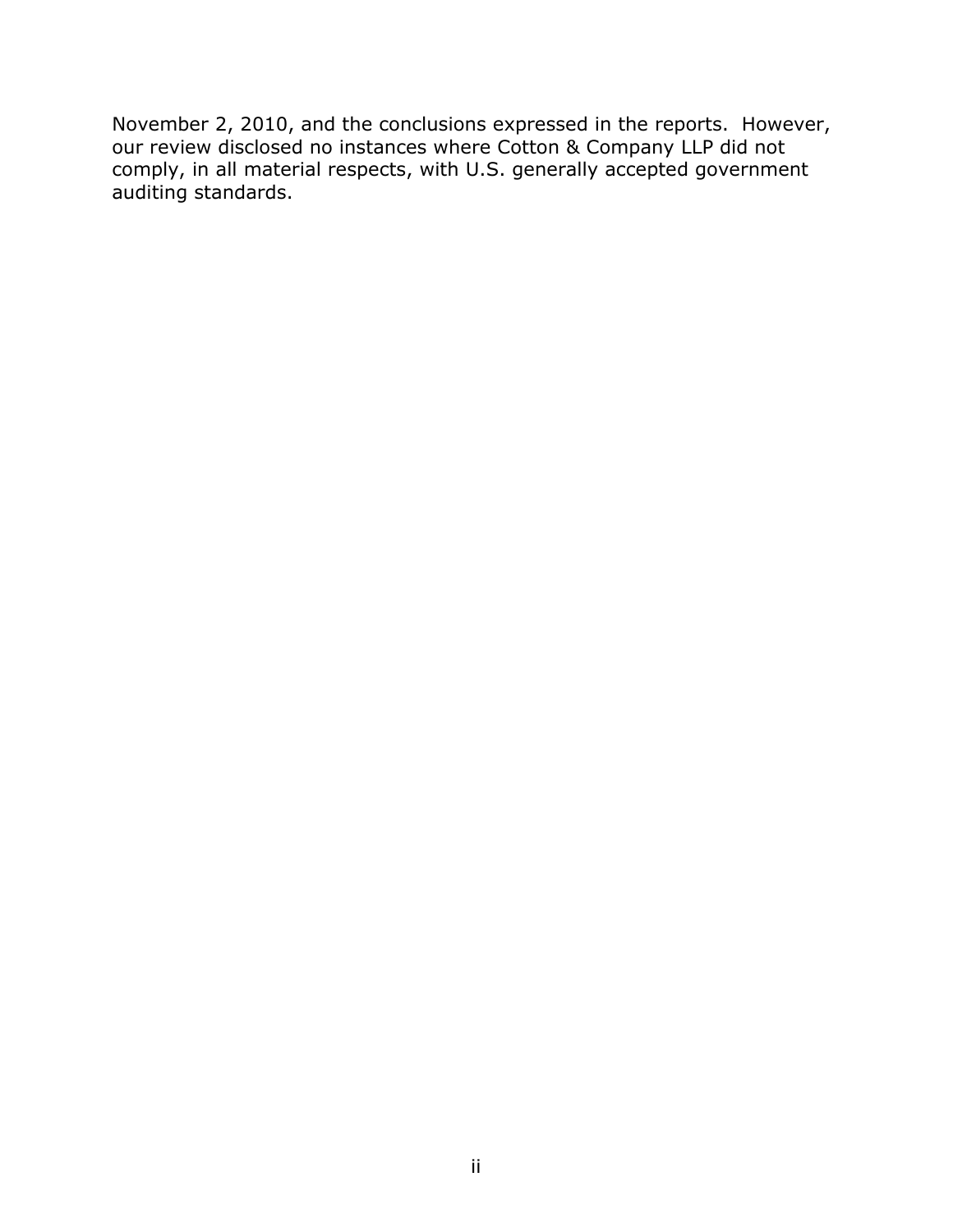November 2, 2010, and the conclusions expressed in the reports. However, our review disclosed no instances where Cotton & Company LLP did not comply, in all material respects, with U.S. generally accepted government auditing standards.